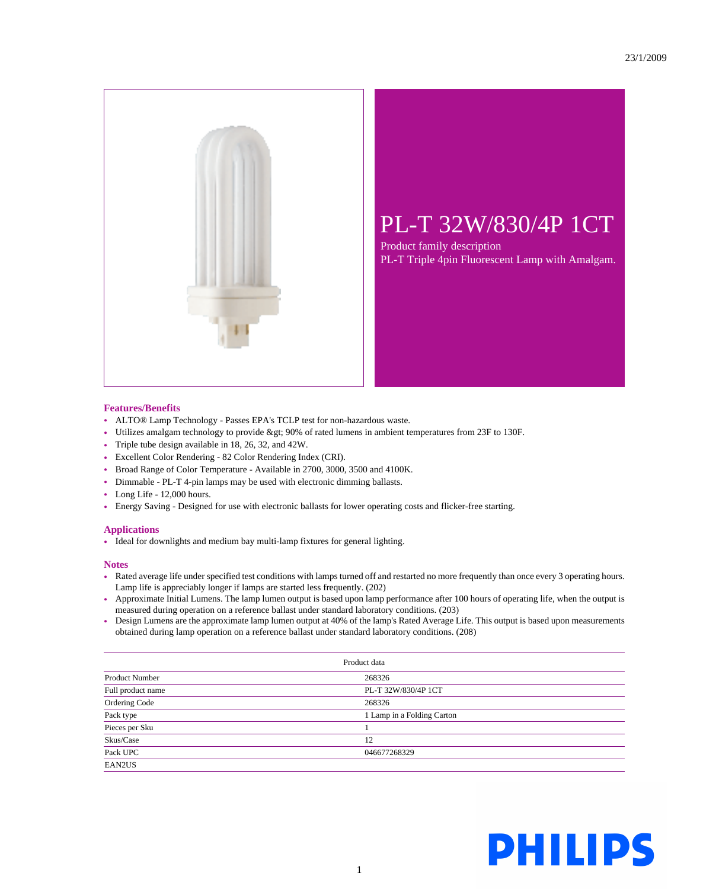23/1/2009

# PL-T 32W/830/4P 1CT

Product family description
PL-T Triple 4pin Fluorescent Lamp with Amalgam.

## Features/Benefits

- ALTO® Lamp Technology - Passes EPA's TCLP test for non-hazardous waste.
- Utilizes amalgam technology to provide &gt; 90% of rated lumens in ambient temperatures from 23F to 130F.
- Triple tube design available in 18, 26, 32, and 42W.
- Excellent Color Rendering - 82 Color Rendering Index (CRI).
- Broad Range of Color Temperature - Available in 2700, 3000, 3500 and 4100K.
- Dimmable - PL-T 4-pin lamps may be used with electronic dimming ballasts.
- Long Life - 12,000 hours.
- Energy Saving - Designed for use with electronic ballasts for lower operating costs and flicker-free starting.

## Applications

- Ideal for downlights and medium bay multi-lamp fixtures for general lighting.

## Notes

- Rated average life under specified test conditions with lamps turned off and restarted no more frequently than once every 3 operating hours. Lamp life is appreciably longer if lamps are started less frequently. (202)
- Approximate Initial Lumens. The lamp lumen output is based upon lamp performance after 100 hours of operating life, when the output is measured during operation on a reference ballast under standard laboratory conditions. (203)
- Design Lumens are the approximate lamp lumen output at 40% of the lamp's Rated Average Life. This output is based upon measurements obtained during lamp operation on a reference ballast under standard laboratory conditions. (208)

| Product data | |
|---|---|
| Product Number | 268326 |
| Full product name | PL-T 32W/830/4P 1CT |
| Ordering Code | 268326 |
| Pack type | 1 Lamp in a Folding Carton |
| Pieces per Sku | 1 |
| Skus/Case | 12 |
| Pack UPC | 046677268329 |
| EAN2US | |

PHILIPS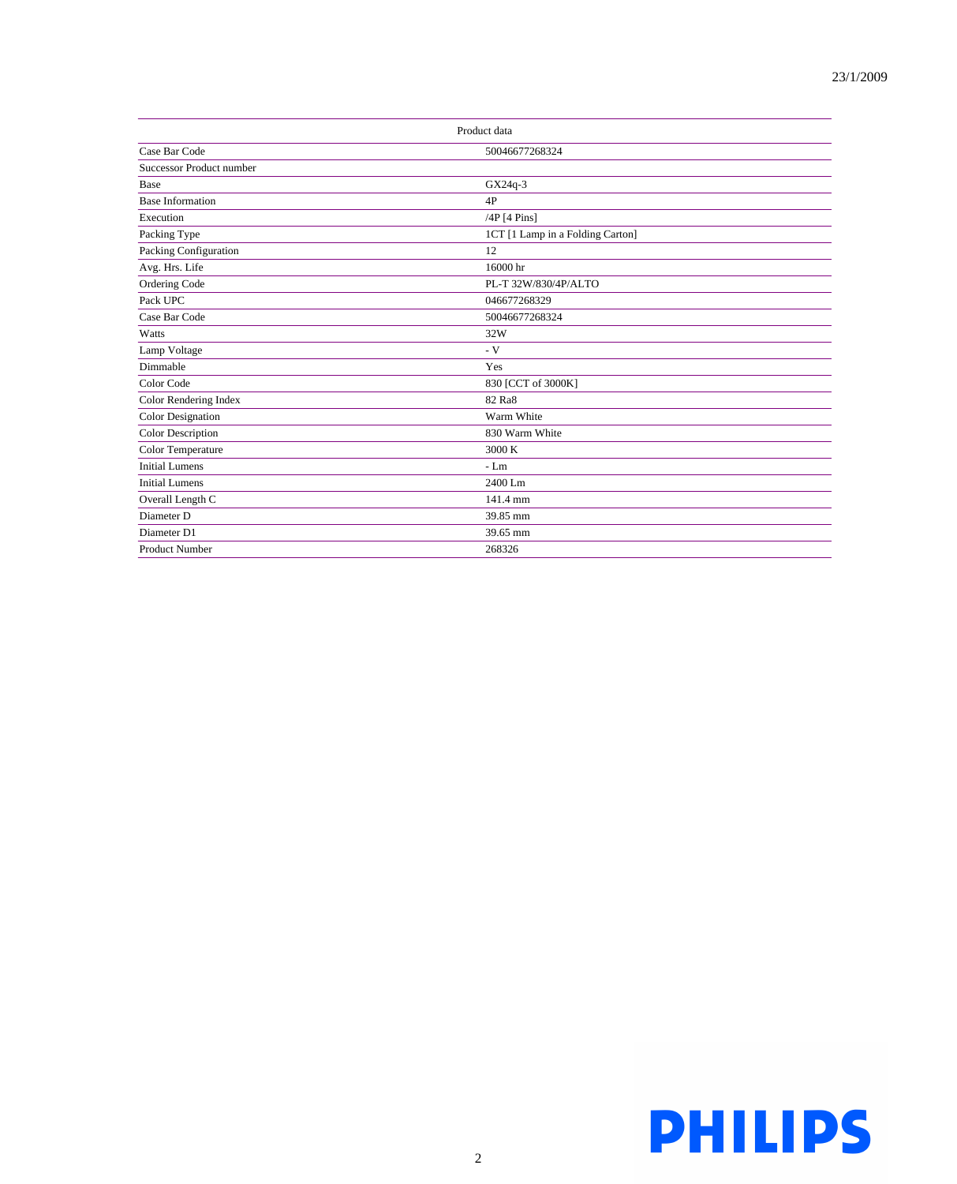| Product data | |
|---|---|
| Case Bar Code | 50046677268324 |
| Successor Product number | |
| Base | GX24q-3 |
| Base Information | 4P |
| Execution | /4P [4 Pins] |
| Packing Type | 1CT [1 Lamp in a Folding Carton] |
| Packing Configuration | 12 |
| Avg. Hrs. Life | 16000 hr |
| Ordering Code | PL-T 32W/830/4P/ALTO |
| Pack UPC | 046677268329 |
| Case Bar Code | 50046677268324 |
| Watts | 32W |
| Lamp Voltage | - V |
| Dimmable | Yes |
| Color Code | 830 [CCT of 3000K] |
| Color Rendering Index | 82 Ra8 |
| Color Designation | Warm White |
| Color Description | 830 Warm White |
| Color Temperature | 3000 K |
| Initial Lumens | - Lm |
| Initial Lumens | 2400 Lm |
| Overall Length C | 141.4 mm |
| Diameter D | 39.85 mm |
| Diameter D1 | 39.65 mm |
| Product Number | 268326 |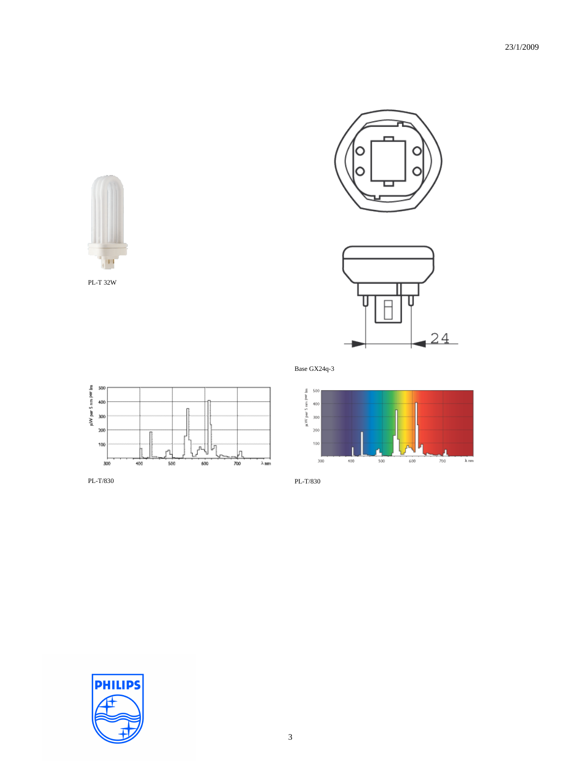23/1/2009

PL-T 32W

24

Base GX24q-3

μW per 5 nm per lm

500
400
300
200
100

300 400 500 600 700 λ nm

PL-T/830

μW per 5 nm per lm

500
400
300
200
100

300 400 500 600 700 λ nm

PL-T/830

PHILIPS